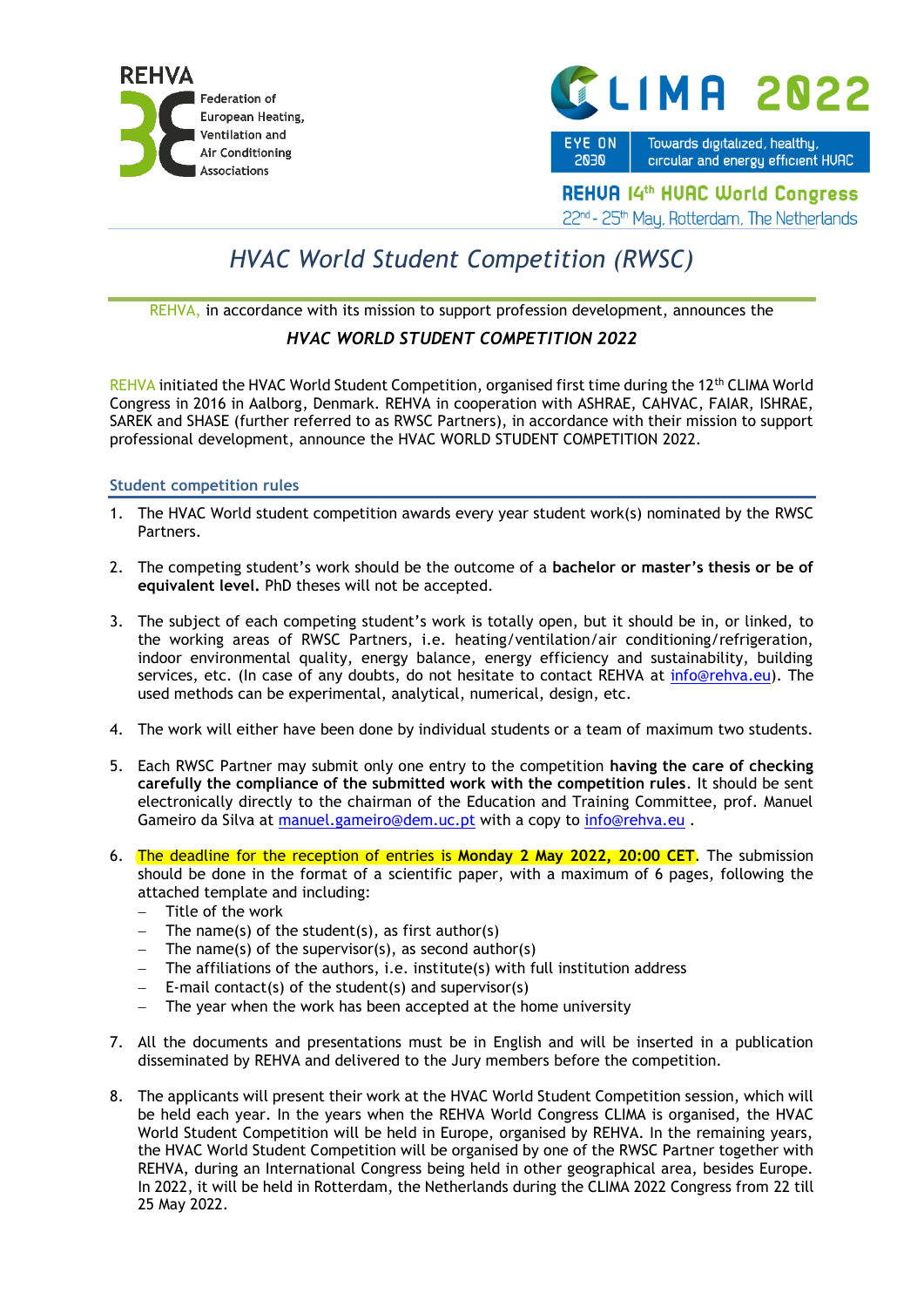REHVA

Federation of European Heating, Ventilation and Air Conditioning Associations

CLIMA 2022

EYE ON 2030 | Towards digitalized, healthy, circular and energy efficient HVAC

REHVA 14th HVAC World Congress

22nd - 25th May, Rotterdam, The Netherlands

# *HVAC World Student Competition (RWSC)*

REHVA, in accordance with its mission to support profession development, announces the

***HVAC WORLD STUDENT COMPETITION 2022***

REHVA initiated the HVAC World Student Competition, organised first time during the 12th CLIMA World Congress in 2016 in Aalborg, Denmark. REHVA in cooperation with ASHRAE, CAHVAC, FAIAR, ISHRAE, SAREK and SHASE (further referred to as RWSC Partners), in accordance with their mission to support professional development, announce the HVAC WORLD STUDENT COMPETITION 2022.

## Student competition rules

1. The HVAC World student competition awards every year student work(s) nominated by the RWSC Partners.

2. The competing student's work should be the outcome of a **bachelor or master's thesis or be of equivalent level.** PhD theses will not be accepted.

3. The subject of each competing student's work is totally open, but it should be in, or linked, to the working areas of RWSC Partners, i.e. heating/ventilation/air conditioning/refrigeration, indoor environmental quality, energy balance, energy efficiency and sustainability, building services, etc. (In case of any doubts, do not hesitate to contact REHVA at info@rehva.eu). The used methods can be experimental, analytical, numerical, design, etc.

4. The work will either have been done by individual students or a team of maximum two students.

5. Each RWSC Partner may submit only one entry to the competition **having the care of checking carefully the compliance of the submitted work with the competition rules**. It should be sent electronically directly to the chairman of the Education and Training Committee, prof. Manuel Gameiro da Silva at manuel.gameiro@dem.uc.pt with a copy to info@rehva.eu .

6. The deadline for the reception of entries is **Monday 2 May 2022, 20:00 CET**. The submission should be done in the format of a scientific paper, with a maximum of 6 pages, following the attached template and including:
   - Title of the work
   - The name(s) of the student(s), as first author(s)
   - The name(s) of the supervisor(s), as second author(s)
   - The affiliations of the authors, i.e. institute(s) with full institution address
   - E-mail contact(s) of the student(s) and supervisor(s)
   - The year when the work has been accepted at the home university

7. All the documents and presentations must be in English and will be inserted in a publication disseminated by REHVA and delivered to the Jury members before the competition.

8. The applicants will present their work at the HVAC World Student Competition session, which will be held each year. In the years when the REHVA World Congress CLIMA is organised, the HVAC World Student Competition will be held in Europe, organised by REHVA. In the remaining years, the HVAC World Student Competition will be organised by one of the RWSC Partner together with REHVA, during an International Congress being held in other geographical area, besides Europe. In 2022, it will be held in Rotterdam, the Netherlands during the CLIMA 2022 Congress from 22 till 25 May 2022.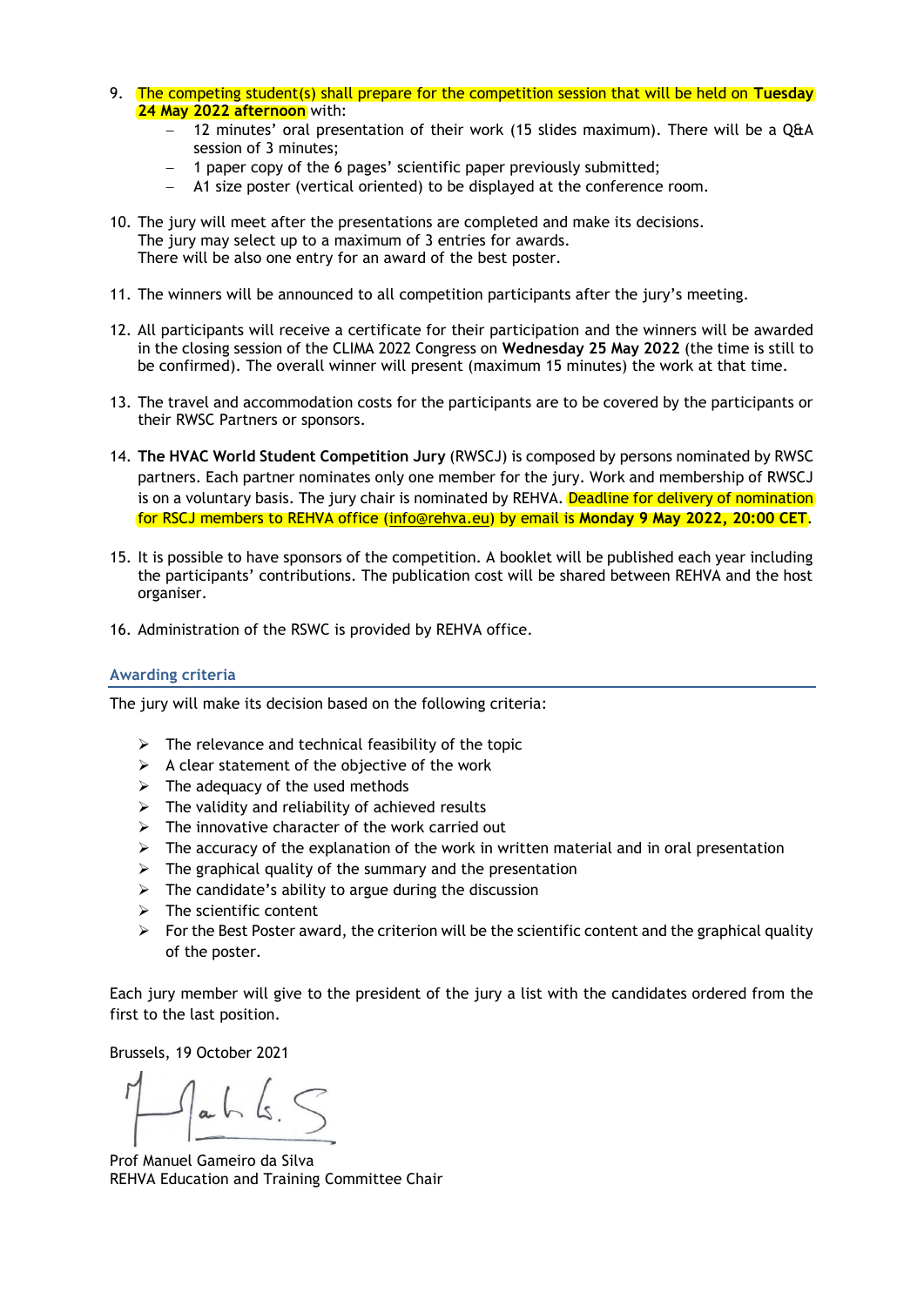9. The competing student(s) shall prepare for the competition session that will be held on **Tuesday 24 May 2022 afternoon** with:
   - 12 minutes' oral presentation of their work (15 slides maximum). There will be a Q&A session of 3 minutes;
   - 1 paper copy of the 6 pages' scientific paper previously submitted;
   - A1 size poster (vertical oriented) to be displayed at the conference room.

10. The jury will meet after the presentations are completed and make its decisions.
    The jury may select up to a maximum of 3 entries for awards.
    There will be also one entry for an award of the best poster.

11. The winners will be announced to all competition participants after the jury's meeting.

12. All participants will receive a certificate for their participation and the winners will be awarded in the closing session of the CLIMA 2022 Congress on **Wednesday 25 May 2022** (the time is still to be confirmed). The overall winner will present (maximum 15 minutes) the work at that time.

13. The travel and accommodation costs for the participants are to be covered by the participants or their RWSC Partners or sponsors.

14. **The HVAC World Student Competition Jury** (RWSCJ) is composed by persons nominated by RWSC partners. Each partner nominates only one member for the jury. Work and membership of RWSCJ is on a voluntary basis. The jury chair is nominated by REHVA. Deadline for delivery of nomination for RSCJ members to REHVA office (info@rehva.eu) by email is **Monday 9 May 2022, 20:00 CET**.

15. It is possible to have sponsors of the competition. A booklet will be published each year including the participants' contributions. The publication cost will be shared between REHVA and the host organiser.

16. Administration of the RSWC is provided by REHVA office.

## Awarding criteria

The jury will make its decision based on the following criteria:

- The relevance and technical feasibility of the topic
- A clear statement of the objective of the work
- The adequacy of the used methods
- The validity and reliability of achieved results
- The innovative character of the work carried out
- The accuracy of the explanation of the work in written material and in oral presentation
- The graphical quality of the summary and the presentation
- The candidate's ability to argue during the discussion
- The scientific content
- For the Best Poster award, the criterion will be the scientific content and the graphical quality of the poster.

Each jury member will give to the president of the jury a list with the candidates ordered from the first to the last position.

Brussels, 19 October 2021

Prof Manuel Gameiro da Silva
REHVA Education and Training Committee Chair